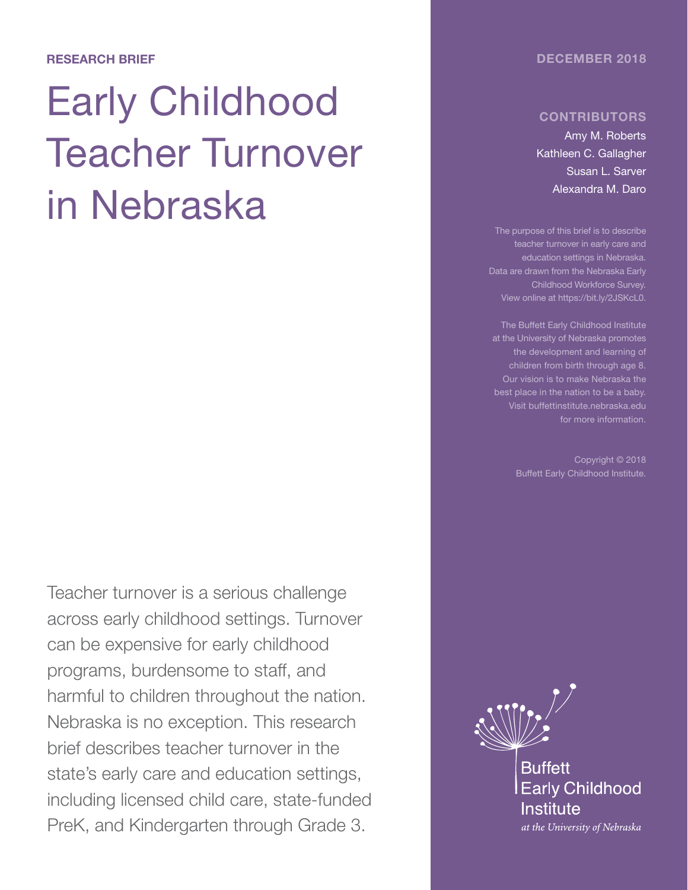RESEARCH BRIEF

# Early Childhood Teacher Turnover in Nebraska

DECEMBER 2018

**CONTRIBUTORS**

Amy M. Roberts
Kathleen C. Gallagher
Susan L. Sarver
Alexandra M. Daro

The purpose of this brief is to describe teacher turnover in early care and education settings in Nebraska. Data are drawn from the Nebraska Early Childhood Workforce Survey. View online at https://bit.ly/2JSKcL0.

The Buffett Early Childhood Institute at the University of Nebraska promotes the development and learning of children from birth through age 8. Our vision is to make Nebraska the best place in the nation to be a baby. Visit buffettinstitute.nebraska.edu for more information.

Copyright © 2018 Buffett Early Childhood Institute.

Teacher turnover is a serious challenge across early childhood settings. Turnover can be expensive for early childhood programs, burdensome to staff, and harmful to children throughout the nation. Nebraska is no exception. This research brief describes teacher turnover in the state's early care and education settings, including licensed child care, state-funded PreK, and Kindergarten through Grade 3.

Buffett Early Childhood Institute
*at the University of Nebraska*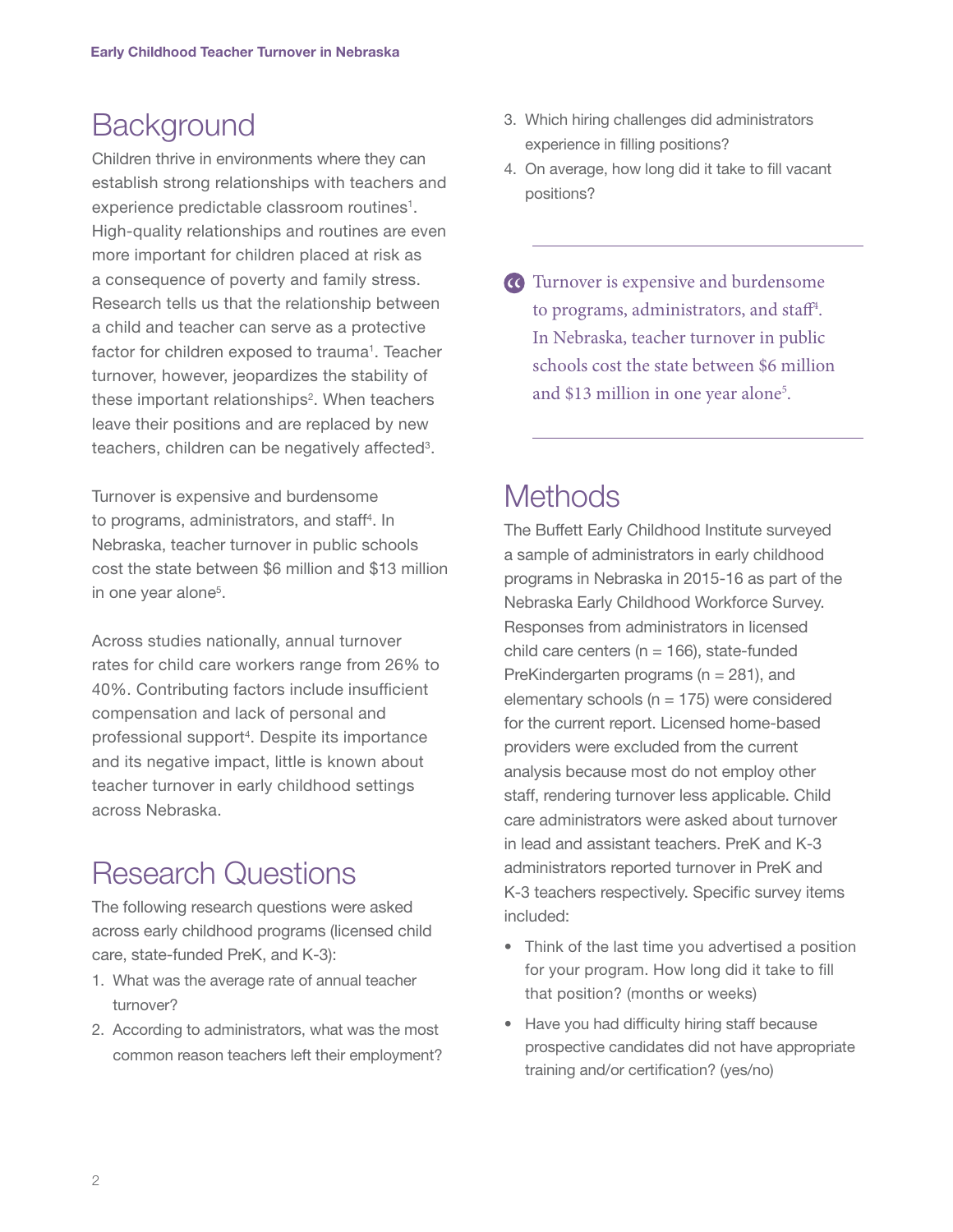# Background

Children thrive in environments where they can establish strong relationships with teachers and experience predictable classroom routines[1]. High-quality relationships and routines are even more important for children placed at risk as a consequence of poverty and family stress. Research tells us that the relationship between a child and teacher can serve as a protective factor for children exposed to trauma[1]. Teacher turnover, however, jeopardizes the stability of these important relationships[2]. When teachers leave their positions and are replaced by new teachers, children can be negatively affected[3].

Turnover is expensive and burdensome to programs, administrators, and staff[4]. In Nebraska, teacher turnover in public schools cost the state between $6 million and $13 million in one year alone[5].

Across studies nationally, annual turnover rates for child care workers range from 26% to 40%. Contributing factors include insufficient compensation and lack of personal and professional support[4]. Despite its importance and its negative impact, little is known about teacher turnover in early childhood settings across Nebraska.

# Research Questions

The following research questions were asked across early childhood programs (licensed child care, state-funded PreK, and K-3):

1. What was the average rate of annual teacher turnover?
2. According to administrators, what was the most common reason teachers left their employment?
3. Which hiring challenges did administrators experience in filling positions?
4. On average, how long did it take to fill vacant positions?

> Turnover is expensive and burdensome to programs, administrators, and staff[4]. In Nebraska, teacher turnover in public schools cost the state between $6 million and $13 million in one year alone[5].

# Methods

The Buffett Early Childhood Institute surveyed a sample of administrators in early childhood programs in Nebraska in 2015-16 as part of the Nebraska Early Childhood Workforce Survey. Responses from administrators in licensed child care centers (n = 166), state-funded PreKindergarten programs (n = 281), and elementary schools (n = 175) were considered for the current report. Licensed home-based providers were excluded from the current analysis because most do not employ other staff, rendering turnover less applicable. Child care administrators were asked about turnover in lead and assistant teachers. PreK and K-3 administrators reported turnover in PreK and K-3 teachers respectively. Specific survey items included:

- Think of the last time you advertised a position for your program. How long did it take to fill that position? (months or weeks)
- Have you had difficulty hiring staff because prospective candidates did not have appropriate training and/or certification? (yes/no)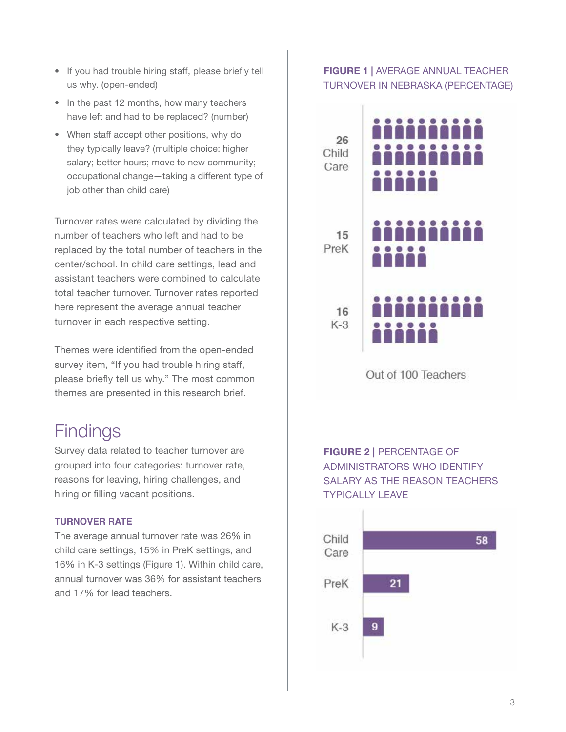- If you had trouble hiring staff, please briefly tell us why. (open-ended)
- In the past 12 months, how many teachers have left and had to be replaced? (number)
- When staff accept other positions, why do they typically leave? (multiple choice: higher salary; better hours; move to new community; occupational change—taking a different type of job other than child care)

Turnover rates were calculated by dividing the number of teachers who left and had to be replaced by the total number of teachers in the center/school. In child care settings, lead and assistant teachers were combined to calculate total teacher turnover. Turnover rates reported here represent the average annual teacher turnover in each respective setting.

Themes were identified from the open-ended survey item, "If you had trouble hiring staff, please briefly tell us why." The most common themes are presented in this research brief.

# Findings

Survey data related to teacher turnover are grouped into four categories: turnover rate, reasons for leaving, hiring challenges, and hiring or filling vacant positions.

### TURNOVER RATE

The average annual turnover rate was 26% in child care settings, 15% in PreK settings, and 16% in K-3 settings (Figure 1). Within child care, annual turnover was 36% for assistant teachers and 17% for lead teachers.

**FIGURE 1 |** AVERAGE ANNUAL TEACHER TURNOVER IN NEBRASKA (PERCENTAGE)

| Setting | Turnover |
| --- | --- |
| Child Care | 26 |
| PreK | 15 |
| K-3 | 16 |

Out of 100 Teachers

**FIGURE 2 |** PERCENTAGE OF ADMINISTRATORS WHO IDENTIFY SALARY AS THE REASON TEACHERS TYPICALLY LEAVE

| Setting | Percentage |
| --- | --- |
| Child Care | 58 |
| PreK | 21 |
| K-3 | 9 |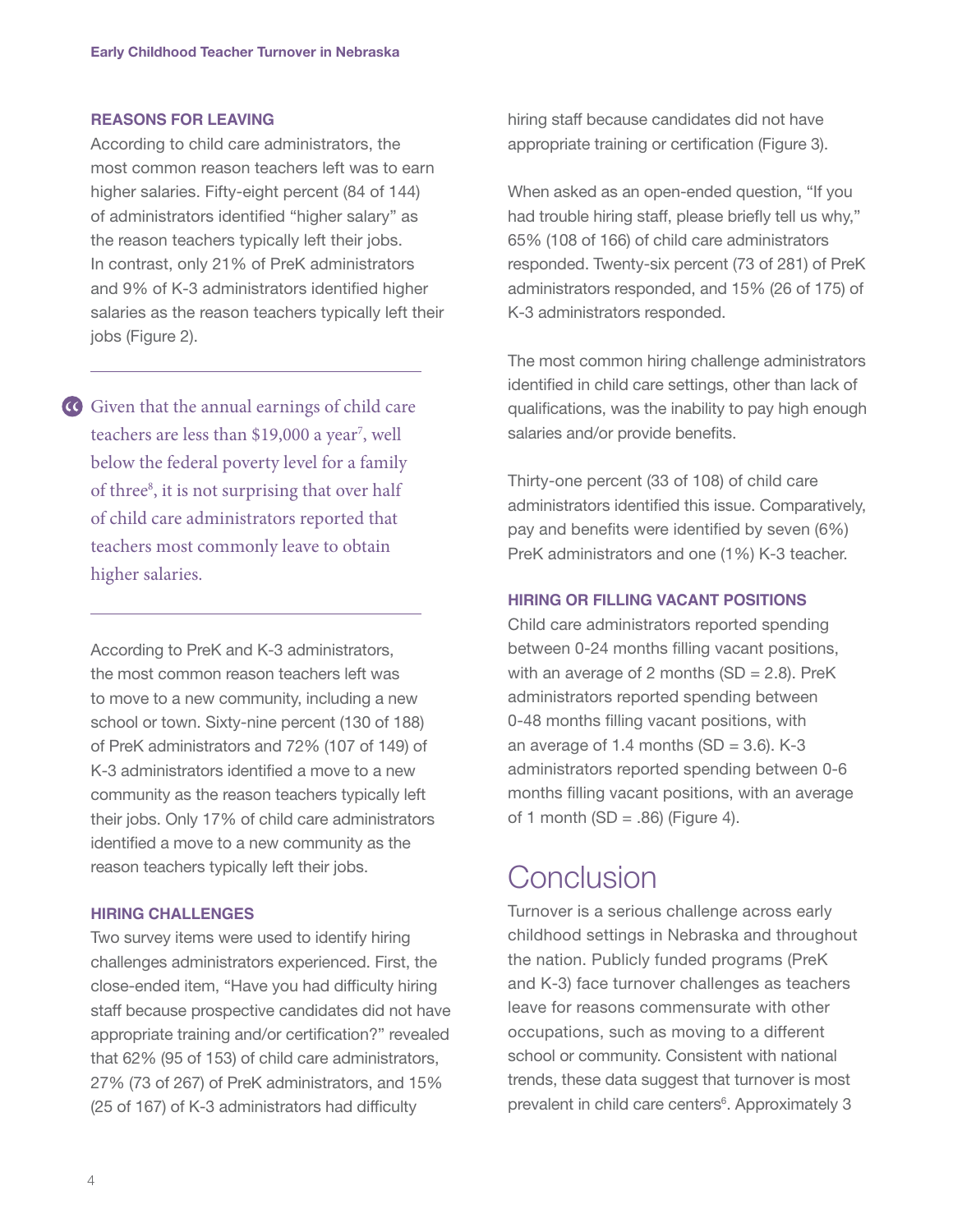### REASONS FOR LEAVING

According to child care administrators, the most common reason teachers left was to earn higher salaries. Fifty-eight percent (84 of 144) of administrators identified "higher salary" as the reason teachers typically left their jobs. In contrast, only 21% of PreK administrators and 9% of K-3 administrators identified higher salaries as the reason teachers typically left their jobs (Figure 2).

> Given that the annual earnings of child care teachers are less than $19,000 a year[7], well below the federal poverty level for a family of three[8], it is not surprising that over half of child care administrators reported that teachers most commonly leave to obtain higher salaries.

According to PreK and K-3 administrators, the most common reason teachers left was to move to a new community, including a new school or town. Sixty-nine percent (130 of 188) of PreK administrators and 72% (107 of 149) of K-3 administrators identified a move to a new community as the reason teachers typically left their jobs. Only 17% of child care administrators identified a move to a new community as the reason teachers typically left their jobs.

### HIRING CHALLENGES

Two survey items were used to identify hiring challenges administrators experienced. First, the close-ended item, "Have you had difficulty hiring staff because prospective candidates did not have appropriate training and/or certification?" revealed that 62% (95 of 153) of child care administrators, 27% (73 of 267) of PreK administrators, and 15% (25 of 167) of K-3 administrators had difficulty hiring staff because candidates did not have appropriate training or certification (Figure 3).

When asked as an open-ended question, "If you had trouble hiring staff, please briefly tell us why," 65% (108 of 166) of child care administrators responded. Twenty-six percent (73 of 281) of PreK administrators responded, and 15% (26 of 175) of K-3 administrators responded.

The most common hiring challenge administrators identified in child care settings, other than lack of qualifications, was the inability to pay high enough salaries and/or provide benefits.

Thirty-one percent (33 of 108) of child care administrators identified this issue. Comparatively, pay and benefits were identified by seven (6%) PreK administrators and one (1%) K-3 teacher.

### HIRING OR FILLING VACANT POSITIONS

Child care administrators reported spending between 0-24 months filling vacant positions, with an average of 2 months (SD = 2.8). PreK administrators reported spending between 0-48 months filling vacant positions, with an average of 1.4 months (SD = 3.6). K-3 administrators reported spending between 0-6 months filling vacant positions, with an average of 1 month (SD = .86) (Figure 4).

## Conclusion

Turnover is a serious challenge across early childhood settings in Nebraska and throughout the nation. Publicly funded programs (PreK and K-3) face turnover challenges as teachers leave for reasons commensurate with other occupations, such as moving to a different school or community. Consistent with national trends, these data suggest that turnover is most prevalent in child care centers[6]. Approximately 3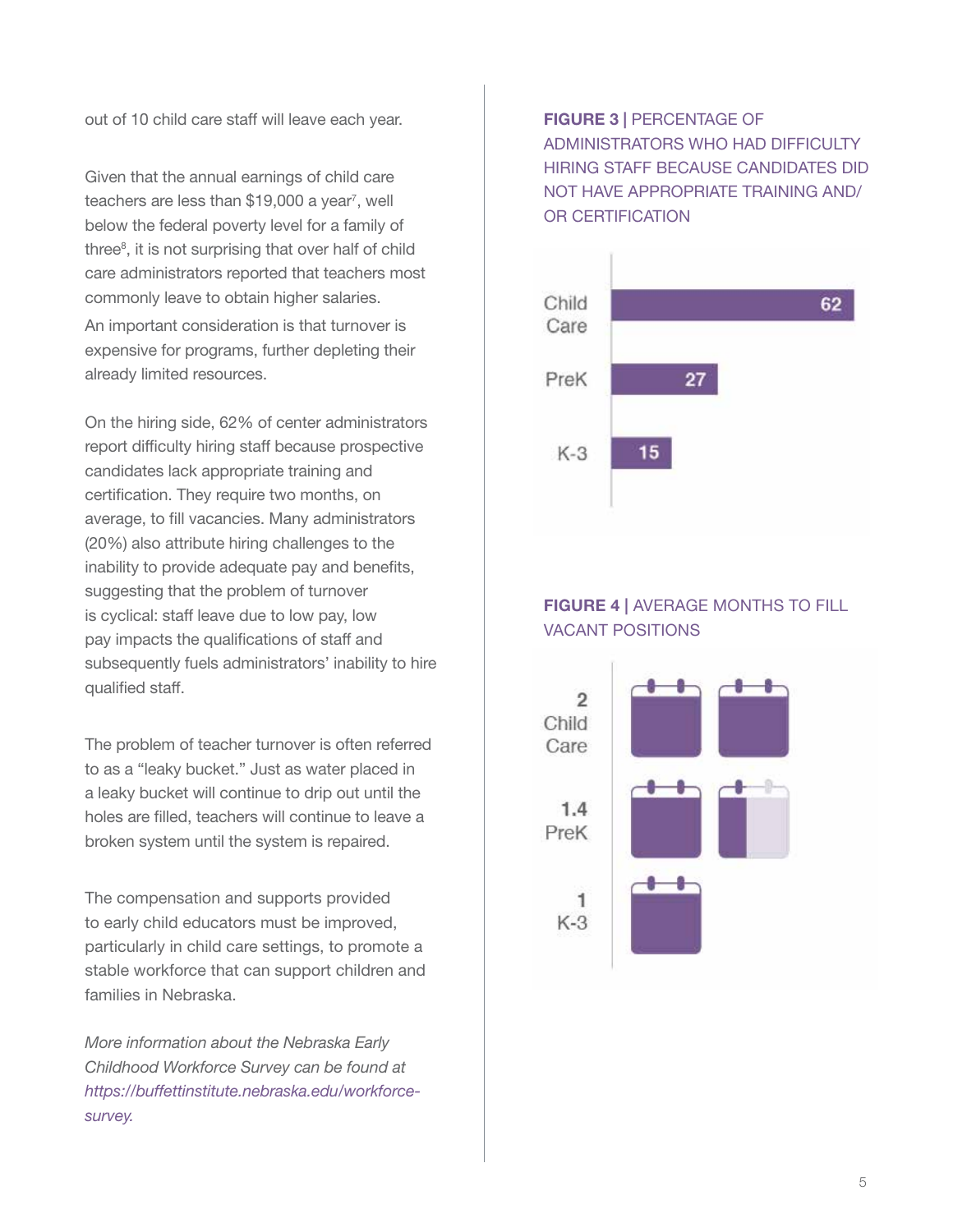out of 10 child care staff will leave each year.

Given that the annual earnings of child care teachers are less than $19,000 a year[7], well below the federal poverty level for a family of three[8], it is not surprising that over half of child care administrators reported that teachers most commonly leave to obtain higher salaries. An important consideration is that turnover is expensive for programs, further depleting their already limited resources.

On the hiring side, 62% of center administrators report difficulty hiring staff because prospective candidates lack appropriate training and certification. They require two months, on average, to fill vacancies. Many administrators (20%) also attribute hiring challenges to the inability to provide adequate pay and benefits, suggesting that the problem of turnover is cyclical: staff leave due to low pay, low pay impacts the qualifications of staff and subsequently fuels administrators' inability to hire qualified staff.

The problem of teacher turnover is often referred to as a "leaky bucket." Just as water placed in a leaky bucket will continue to drip out until the holes are filled, teachers will continue to leave a broken system until the system is repaired.

The compensation and supports provided to early child educators must be improved, particularly in child care settings, to promote a stable workforce that can support children and families in Nebraska.

*More information about the Nebraska Early Childhood Workforce Survey can be found at https://buffettinstitute.nebraska.edu/workforce-survey.*

**FIGURE 3 |** PERCENTAGE OF ADMINISTRATORS WHO HAD DIFFICULTY HIRING STAFF BECAUSE CANDIDATES DID NOT HAVE APPROPRIATE TRAINING AND/OR CERTIFICATION

| Setting | Percentage |
|---|---|
| Child Care | 62 |
| PreK | 27 |
| K-3 | 15 |

**FIGURE 4 |** AVERAGE MONTHS TO FILL VACANT POSITIONS

| Setting | Months |
|---|---|
| Child Care | 2 |
| PreK | 1.4 |
| K-3 | 1 |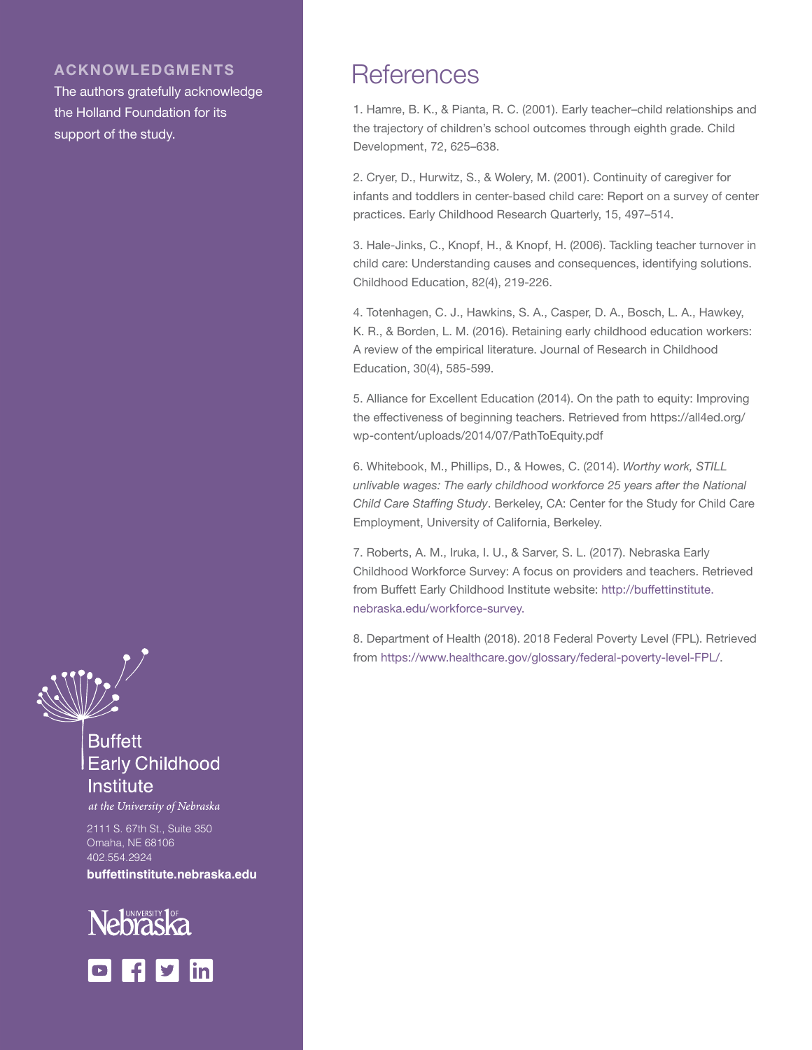## ACKNOWLEDGMENTS

The authors gratefully acknowledge the Holland Foundation for its support of the study.

# References

1. Hamre, B. K., & Pianta, R. C. (2001). Early teacher–child relationships and the trajectory of children's school outcomes through eighth grade. Child Development, 72, 625–638.

2. Cryer, D., Hurwitz, S., & Wolery, M. (2001). Continuity of caregiver for infants and toddlers in center-based child care: Report on a survey of center practices. Early Childhood Research Quarterly, 15, 497–514.

3. Hale-Jinks, C., Knopf, H., & Knopf, H. (2006). Tackling teacher turnover in child care: Understanding causes and consequences, identifying solutions. Childhood Education, 82(4), 219-226.

4. Totenhagen, C. J., Hawkins, S. A., Casper, D. A., Bosch, L. A., Hawkey, K. R., & Borden, L. M. (2016). Retaining early childhood education workers: A review of the empirical literature. Journal of Research in Childhood Education, 30(4), 585-599.

5. Alliance for Excellent Education (2014). On the path to equity: Improving the effectiveness of beginning teachers. Retrieved from https://all4ed.org/wp-content/uploads/2014/07/PathToEquity.pdf

6. Whitebook, M., Phillips, D., & Howes, C. (2014). *Worthy work, STILL unlivable wages: The early childhood workforce 25 years after the National Child Care Staffing Study*. Berkeley, CA: Center for the Study for Child Care Employment, University of California, Berkeley.

7. Roberts, A. M., Iruka, I. U., & Sarver, S. L. (2017). Nebraska Early Childhood Workforce Survey: A focus on providers and teachers. Retrieved from Buffett Early Childhood Institute website: http://buffettinstitute.nebraska.edu/workforce-survey.

8. Department of Health (2018). 2018 Federal Poverty Level (FPL). Retrieved from https://www.healthcare.gov/glossary/federal-poverty-level-FPL/.

Buffett Early Childhood Institute
*at the University of Nebraska*

2111 S. 67th St., Suite 350
Omaha, NE 68106
402.554.2924
**buffettinstitute.nebraska.edu**